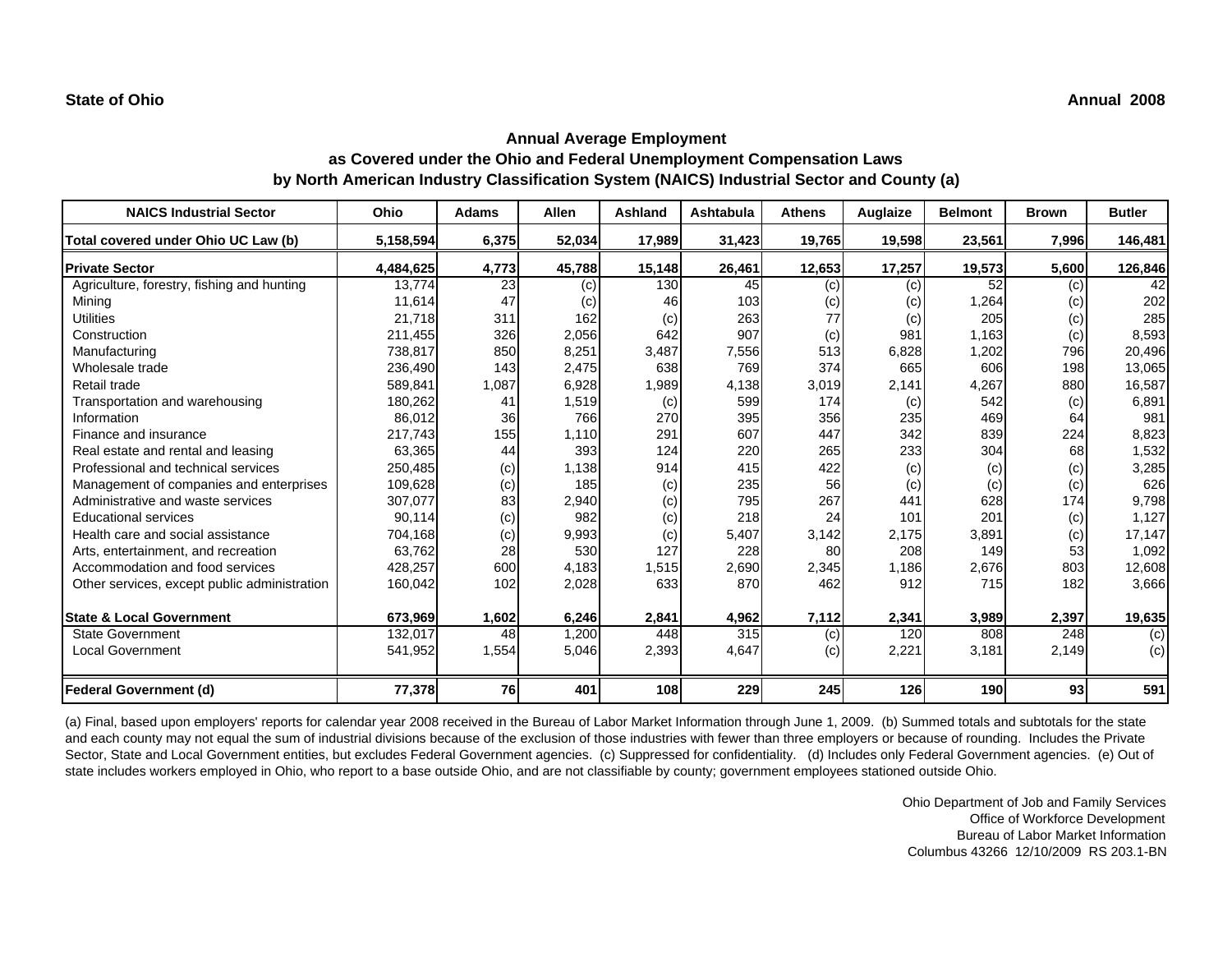**State of Ohio** **Annual 2008**

## Annual Average Employment
## as Covered under the Ohio and Federal Unemployment Compensation Laws
## by North American Industry Classification System (NAICS) Industrial Sector and County (a)

| NAICS Industrial Sector | Ohio | Adams | Allen | Ashland | Ashtabula | Athens | Auglaize | Belmont | Brown | Butler |
|---|---|---|---|---|---|---|---|---|---|---|
| **Total covered under Ohio UC Law (b)** | **5,158,594** | **6,375** | **52,034** | **17,989** | **31,423** | **19,765** | **19,598** | **23,561** | **7,996** | **146,481** |
| **Private Sector** | **4,484,625** | **4,773** | **45,788** | **15,148** | **26,461** | **12,653** | **17,257** | **19,573** | **5,600** | **126,846** |
| Agriculture, forestry, fishing and hunting | 13,774 | 23 | (c) | 130 | 45 | (c) | (c) | 52 | (c) | 42 |
| Mining | 11,614 | 47 | (c) | 46 | 103 | (c) | (c) | 1,264 | (c) | 202 |
| Utilities | 21,718 | 311 | 162 | (c) | 263 | 77 | (c) | 205 | (c) | 285 |
| Construction | 211,455 | 326 | 2,056 | 642 | 907 | (c) | 981 | 1,163 | (c) | 8,593 |
| Manufacturing | 738,817 | 850 | 8,251 | 3,487 | 7,556 | 513 | 6,828 | 1,202 | 796 | 20,496 |
| Wholesale trade | 236,490 | 143 | 2,475 | 638 | 769 | 374 | 665 | 606 | 198 | 13,065 |
| Retail trade | 589,841 | 1,087 | 6,928 | 1,989 | 4,138 | 3,019 | 2,141 | 4,267 | 880 | 16,587 |
| Transportation and warehousing | 180,262 | 41 | 1,519 | (c) | 599 | 174 | (c) | 542 | (c) | 6,891 |
| Information | 86,012 | 36 | 766 | 270 | 395 | 356 | 235 | 469 | 64 | 981 |
| Finance and insurance | 217,743 | 155 | 1,110 | 291 | 607 | 447 | 342 | 839 | 224 | 8,823 |
| Real estate and rental and leasing | 63,365 | 44 | 393 | 124 | 220 | 265 | 233 | 304 | 68 | 1,532 |
| Professional and technical services | 250,485 | (c) | 1,138 | 914 | 415 | 422 | (c) | (c) | (c) | 3,285 |
| Management of companies and enterprises | 109,628 | (c) | 185 | (c) | 235 | 56 | (c) | (c) | (c) | 626 |
| Administrative and waste services | 307,077 | 83 | 2,940 | (c) | 795 | 267 | 441 | 628 | 174 | 9,798 |
| Educational services | 90,114 | (c) | 982 | (c) | 218 | 24 | 101 | 201 | (c) | 1,127 |
| Health care and social assistance | 704,168 | (c) | 9,993 | (c) | 5,407 | 3,142 | 2,175 | 3,891 | (c) | 17,147 |
| Arts, entertainment, and recreation | 63,762 | 28 | 530 | 127 | 228 | 80 | 208 | 149 | 53 | 1,092 |
| Accommodation and food services | 428,257 | 600 | 4,183 | 1,515 | 2,690 | 2,345 | 1,186 | 2,676 | 803 | 12,608 |
| Other services, except public administration | 160,042 | 102 | 2,028 | 633 | 870 | 462 | 912 | 715 | 182 | 3,666 |
| **State & Local Government** | **673,969** | **1,602** | **6,246** | **2,841** | **4,962** | **7,112** | **2,341** | **3,989** | **2,397** | **19,635** |
| State Government | 132,017 | 48 | 1,200 | 448 | 315 | (c) | 120 | 808 | 248 | (c) |
| Local Government | 541,952 | 1,554 | 5,046 | 2,393 | 4,647 | (c) | 2,221 | 3,181 | 2,149 | (c) |
| **Federal Government (d)** | **77,378** | **76** | **401** | **108** | **229** | **245** | **126** | **190** | **93** | **591** |

(a) Final, based upon employers' reports for calendar year 2008 received in the Bureau of Labor Market Information through June 1, 2009. (b) Summed totals and subtotals for the state and each county may not equal the sum of industrial divisions because of the exclusion of those industries with fewer than three employers or because of rounding. Includes the Private Sector, State and Local Government entities, but excludes Federal Government agencies. (c) Suppressed for confidentiality. (d) Includes only Federal Government agencies. (e) Out of state includes workers employed in Ohio, who report to a base outside Ohio, and are not classifiable by county; government employees stationed outside Ohio.

Ohio Department of Job and Family Services
Office of Workforce Development
Bureau of Labor Market Information
Columbus 43266 12/10/2009 RS 203.1-BN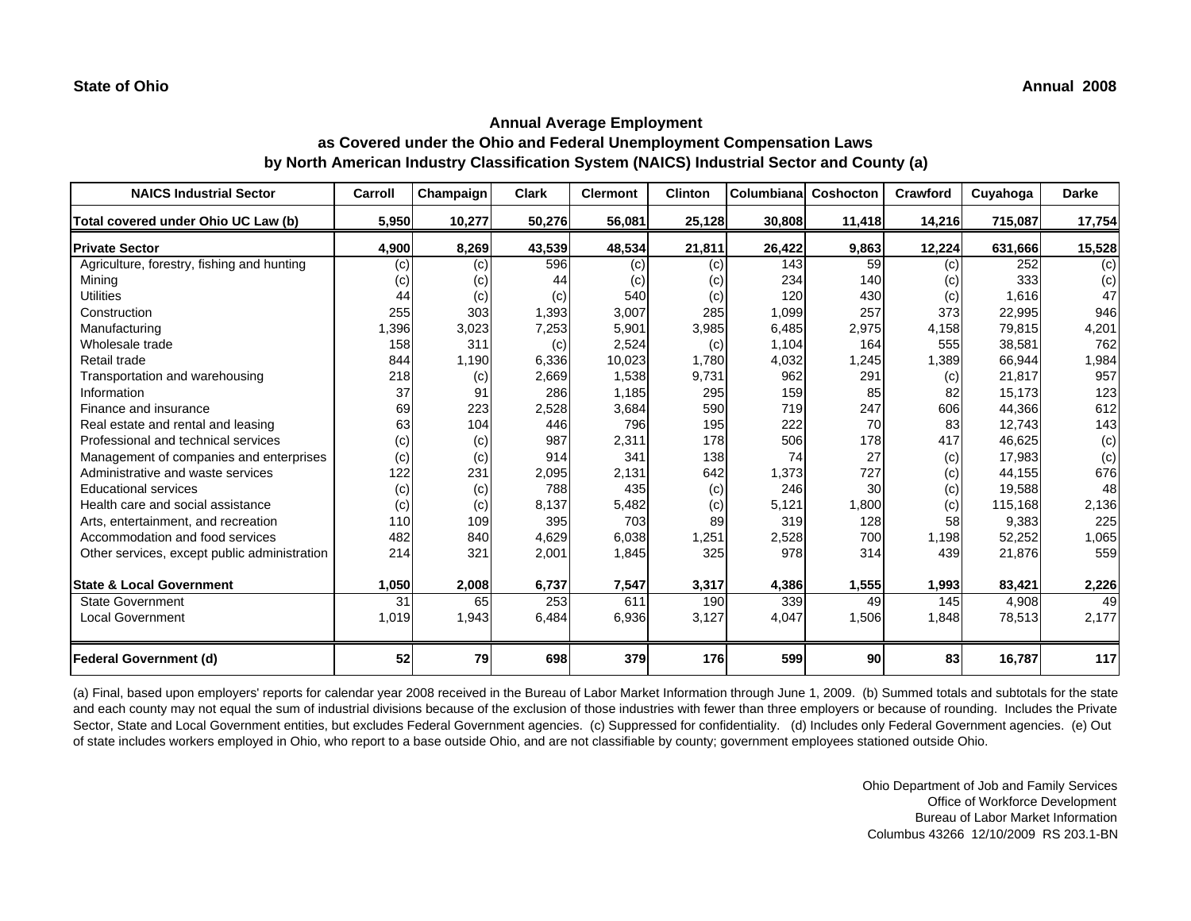**State of Ohio** **Annual 2008**

## Annual Average Employment as Covered under the Ohio and Federal Unemployment Compensation Laws by North American Industry Classification System (NAICS) Industrial Sector and County (a)

| NAICS Industrial Sector | Carroll | Champaign | Clark | Clermont | Clinton | Columbiana | Coshocton | Crawford | Cuyahoga | Darke |
|---|---|---|---|---|---|---|---|---|---|---|
| Total covered under Ohio UC Law (b) | 5,950 | 10,277 | 50,276 | 56,081 | 25,128 | 30,808 | 11,418 | 14,216 | 715,087 | 17,754 |
| **Private Sector** | **4,900** | **8,269** | **43,539** | **48,534** | **21,811** | **26,422** | **9,863** | **12,224** | **631,666** | **15,528** |
| Agriculture, forestry, fishing and hunting | (c) | (c) | 596 | (c) | (c) | 143 | 59 | (c) | 252 | (c) |
| Mining | (c) | (c) | 44 | (c) | (c) | 234 | 140 | (c) | 333 | (c) |
| Utilities | 44 | (c) | (c) | 540 | (c) | 120 | 430 | (c) | 1,616 | 47 |
| Construction | 255 | 303 | 1,393 | 3,007 | 285 | 1,099 | 257 | 373 | 22,995 | 946 |
| Manufacturing | 1,396 | 3,023 | 7,253 | 5,901 | 3,985 | 6,485 | 2,975 | 4,158 | 79,815 | 4,201 |
| Wholesale trade | 158 | 311 | (c) | 2,524 | (c) | 1,104 | 164 | 555 | 38,581 | 762 |
| Retail trade | 844 | 1,190 | 6,336 | 10,023 | 1,780 | 4,032 | 1,245 | 1,389 | 66,944 | 1,984 |
| Transportation and warehousing | 218 | (c) | 2,669 | 1,538 | 9,731 | 962 | 291 | (c) | 21,817 | 957 |
| Information | 37 | 91 | 286 | 1,185 | 295 | 159 | 85 | 82 | 15,173 | 123 |
| Finance and insurance | 69 | 223 | 2,528 | 3,684 | 590 | 719 | 247 | 606 | 44,366 | 612 |
| Real estate and rental and leasing | 63 | 104 | 446 | 796 | 195 | 222 | 70 | 83 | 12,743 | 143 |
| Professional and technical services | (c) | (c) | 987 | 2,311 | 178 | 506 | 178 | 417 | 46,625 | (c) |
| Management of companies and enterprises | (c) | (c) | 914 | 341 | 138 | 74 | 27 | (c) | 17,983 | (c) |
| Administrative and waste services | 122 | 231 | 2,095 | 2,131 | 642 | 1,373 | 727 | (c) | 44,155 | 676 |
| Educational services | (c) | (c) | 788 | 435 | (c) | 246 | 30 | (c) | 19,588 | 48 |
| Health care and social assistance | (c) | (c) | 8,137 | 5,482 | (c) | 5,121 | 1,800 | (c) | 115,168 | 2,136 |
| Arts, entertainment, and recreation | 110 | 109 | 395 | 703 | 89 | 319 | 128 | 58 | 9,383 | 225 |
| Accommodation and food services | 482 | 840 | 4,629 | 6,038 | 1,251 | 2,528 | 700 | 1,198 | 52,252 | 1,065 |
| Other services, except public administration | 214 | 321 | 2,001 | 1,845 | 325 | 978 | 314 | 439 | 21,876 | 559 |
| **State & Local Government** | **1,050** | **2,008** | **6,737** | **7,547** | **3,317** | **4,386** | **1,555** | **1,993** | **83,421** | **2,226** |
| State Government | 31 | 65 | 253 | 611 | 190 | 339 | 49 | 145 | 4,908 | 49 |
| Local Government | 1,019 | 1,943 | 6,484 | 6,936 | 3,127 | 4,047 | 1,506 | 1,848 | 78,513 | 2,177 |
| **Federal Government (d)** | **52** | **79** | **698** | **379** | **176** | **599** | **90** | **83** | **16,787** | **117** |

(a) Final, based upon employers' reports for calendar year 2008 received in the Bureau of Labor Market Information through June 1, 2009. (b) Summed totals and subtotals for the state and each county may not equal the sum of industrial divisions because of the exclusion of those industries with fewer than three employers or because of rounding. Includes the Private Sector, State and Local Government entities, but excludes Federal Government agencies. (c) Suppressed for confidentiality. (d) Includes only Federal Government agencies. (e) Out of state includes workers employed in Ohio, who report to a base outside Ohio, and are not classifiable by county; government employees stationed outside Ohio.

Ohio Department of Job and Family Services
Office of Workforce Development
Bureau of Labor Market Information
Columbus 43266 12/10/2009 RS 203.1-BN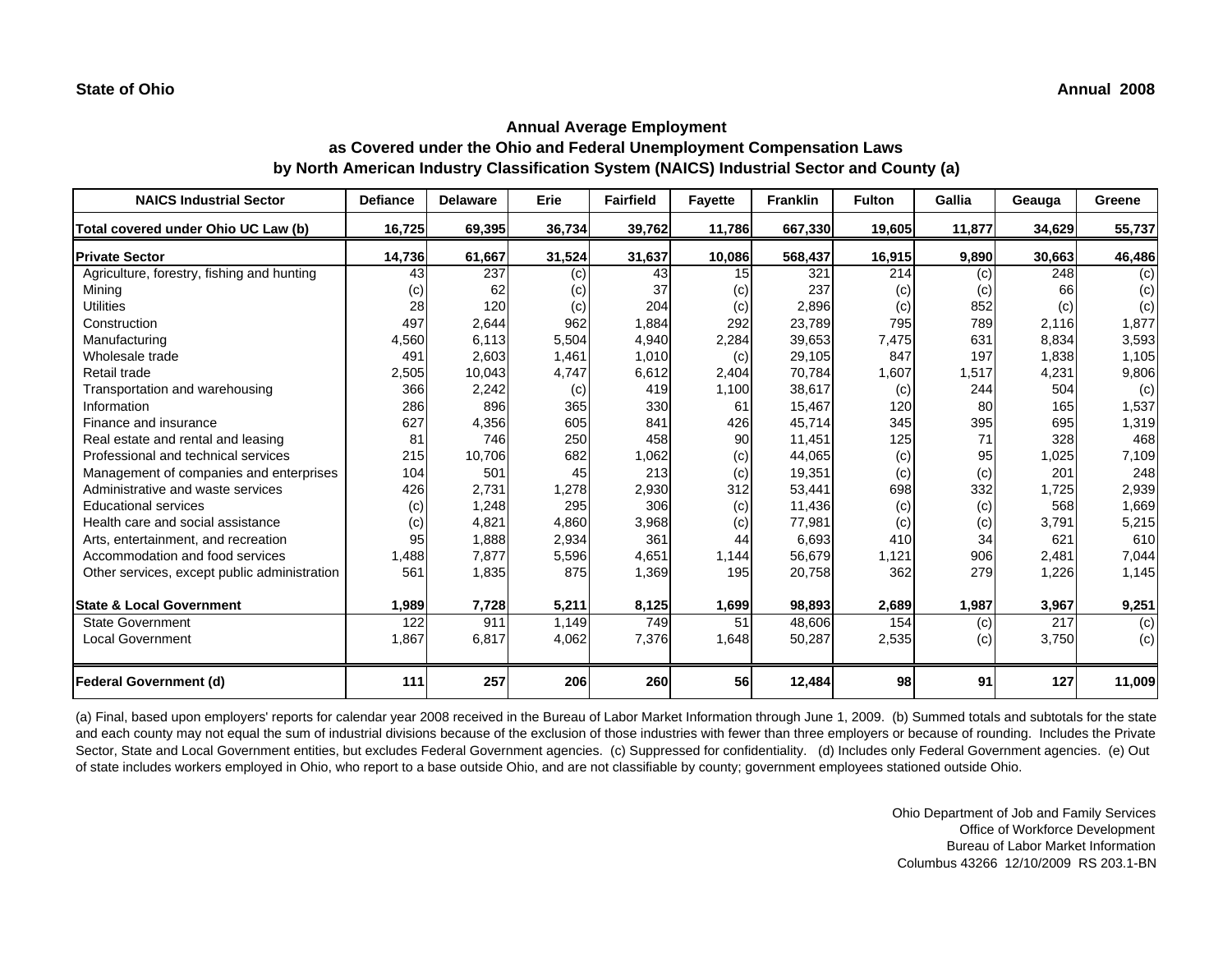State of Ohio

Annual 2008

## Annual Average Employment
## as Covered under the Ohio and Federal Unemployment Compensation Laws
## by North American Industry Classification System (NAICS) Industrial Sector and County (a)

| NAICS Industrial Sector | Defiance | Delaware | Erie | Fairfield | Fayette | Franklin | Fulton | Gallia | Geauga | Greene |
|---|---|---|---|---|---|---|---|---|---|---|
| **Total covered under Ohio UC Law (b)** | **16,725** | **69,395** | **36,734** | **39,762** | **11,786** | **667,330** | **19,605** | **11,877** | **34,629** | **55,737** |
| **Private Sector** | **14,736** | **61,667** | **31,524** | **31,637** | **10,086** | **568,437** | **16,915** | **9,890** | **30,663** | **46,486** |
| Agriculture, forestry, fishing and hunting | 43 | 237 | (c) | 43 | 15 | 321 | 214 | (c) | 248 | (c) |
| Mining | (c) | 62 | (c) | 37 | (c) | 237 | (c) | (c) | 66 | (c) |
| Utilities | 28 | 120 | (c) | 204 | (c) | 2,896 | (c) | 852 | (c) | (c) |
| Construction | 497 | 2,644 | 962 | 1,884 | 292 | 23,789 | 795 | 789 | 2,116 | 1,877 |
| Manufacturing | 4,560 | 6,113 | 5,504 | 4,940 | 2,284 | 39,653 | 7,475 | 631 | 8,834 | 3,593 |
| Wholesale trade | 491 | 2,603 | 1,461 | 1,010 | (c) | 29,105 | 847 | 197 | 1,838 | 1,105 |
| Retail trade | 2,505 | 10,043 | 4,747 | 6,612 | 2,404 | 70,784 | 1,607 | 1,517 | 4,231 | 9,806 |
| Transportation and warehousing | 366 | 2,242 | (c) | 419 | 1,100 | 38,617 | (c) | 244 | 504 | (c) |
| Information | 286 | 896 | 365 | 330 | 61 | 15,467 | 120 | 80 | 165 | 1,537 |
| Finance and insurance | 627 | 4,356 | 605 | 841 | 426 | 45,714 | 345 | 395 | 695 | 1,319 |
| Real estate and rental and leasing | 81 | 746 | 250 | 458 | 90 | 11,451 | 125 | 71 | 328 | 468 |
| Professional and technical services | 215 | 10,706 | 682 | 1,062 | (c) | 44,065 | (c) | 95 | 1,025 | 7,109 |
| Management of companies and enterprises | 104 | 501 | 45 | 213 | (c) | 19,351 | (c) | (c) | 201 | 248 |
| Administrative and waste services | 426 | 2,731 | 1,278 | 2,930 | 312 | 53,441 | 698 | 332 | 1,725 | 2,939 |
| Educational services | (c) | 1,248 | 295 | 306 | (c) | 11,436 | (c) | (c) | 568 | 1,669 |
| Health care and social assistance | (c) | 4,821 | 4,860 | 3,968 | (c) | 77,981 | (c) | (c) | 3,791 | 5,215 |
| Arts, entertainment, and recreation | 95 | 1,888 | 2,934 | 361 | 44 | 6,693 | 410 | 34 | 621 | 610 |
| Accommodation and food services | 1,488 | 7,877 | 5,596 | 4,651 | 1,144 | 56,679 | 1,121 | 906 | 2,481 | 7,044 |
| Other services, except public administration | 561 | 1,835 | 875 | 1,369 | 195 | 20,758 | 362 | 279 | 1,226 | 1,145 |
| **State & Local Government** | **1,989** | **7,728** | **5,211** | **8,125** | **1,699** | **98,893** | **2,689** | **1,987** | **3,967** | **9,251** |
| State Government | 122 | 911 | 1,149 | 749 | 51 | 48,606 | 154 | (c) | 217 | (c) |
| Local Government | 1,867 | 6,817 | 4,062 | 7,376 | 1,648 | 50,287 | 2,535 | (c) | 3,750 | (c) |
| **Federal Government (d)** | **111** | **257** | **206** | **260** | **56** | **12,484** | **98** | **91** | **127** | **11,009** |

(a) Final, based upon employers' reports for calendar year 2008 received in the Bureau of Labor Market Information through June 1, 2009. (b) Summed totals and subtotals for the state and each county may not equal the sum of industrial divisions because of the exclusion of those industries with fewer than three employers or because of rounding. Includes the Private Sector, State and Local Government entities, but excludes Federal Government agencies. (c) Suppressed for confidentiality. (d) Includes only Federal Government agencies. (e) Out of state includes workers employed in Ohio, who report to a base outside Ohio, and are not classifiable by county; government employees stationed outside Ohio.

Ohio Department of Job and Family Services
Office of Workforce Development
Bureau of Labor Market Information
Columbus 43266 12/10/2009 RS 203.1-BN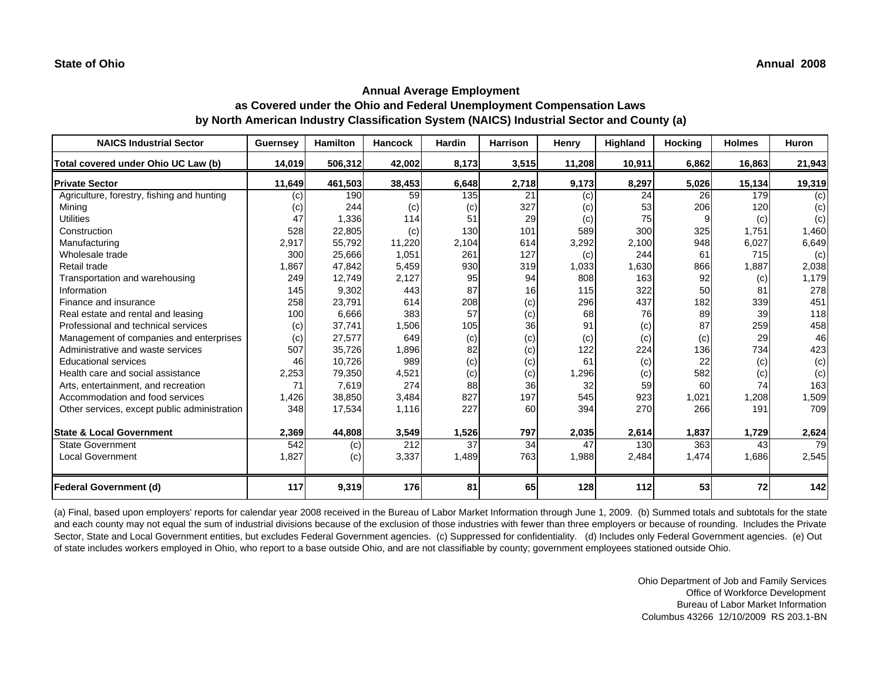State of Ohio | Annual 2008

## Annual Average Employment
### as Covered under the Ohio and Federal Unemployment Compensation Laws
### by North American Industry Classification System (NAICS) Industrial Sector and County (a)

| NAICS Industrial Sector | Guernsey | Hamilton | Hancock | Hardin | Harrison | Henry | Highland | Hocking | Holmes | Huron |
|---|---|---|---|---|---|---|---|---|---|---|
| **Total covered under Ohio UC Law (b)** | **14,019** | **506,312** | **42,002** | **8,173** | **3,515** | **11,208** | **10,911** | **6,862** | **16,863** | **21,943** |
| **Private Sector** | **11,649** | **461,503** | **38,453** | **6,648** | **2,718** | **9,173** | **8,297** | **5,026** | **15,134** | **19,319** |
| Agriculture, forestry, fishing and hunting | (c) | 190 | 59 | 135 | 21 | (c) | 24 | 26 | 179 | (c) |
| Mining | (c) | 244 | (c) | (c) | 327 | (c) | 53 | 206 | 120 | (c) |
| Utilities | 47 | 1,336 | 114 | 51 | 29 | (c) | 75 | 9 | (c) | (c) |
| Construction | 528 | 22,805 | (c) | 130 | 101 | 589 | 300 | 325 | 1,751 | 1,460 |
| Manufacturing | 2,917 | 55,792 | 11,220 | 2,104 | 614 | 3,292 | 2,100 | 948 | 6,027 | 6,649 |
| Wholesale trade | 300 | 25,666 | 1,051 | 261 | 127 | (c) | 244 | 61 | 715 | (c) |
| Retail trade | 1,867 | 47,842 | 5,459 | 930 | 319 | 1,033 | 1,630 | 866 | 1,887 | 2,038 |
| Transportation and warehousing | 249 | 12,749 | 2,127 | 95 | 94 | 808 | 163 | 92 | (c) | 1,179 |
| Information | 145 | 9,302 | 443 | 87 | 16 | 115 | 322 | 50 | 81 | 278 |
| Finance and insurance | 258 | 23,791 | 614 | 208 | (c) | 296 | 437 | 182 | 339 | 451 |
| Real estate and rental and leasing | 100 | 6,666 | 383 | 57 | (c) | 68 | 76 | 89 | 39 | 118 |
| Professional and technical services | (c) | 37,741 | 1,506 | 105 | 36 | 91 | (c) | 87 | 259 | 458 |
| Management of companies and enterprises | (c) | 27,577 | 649 | (c) | (c) | (c) | (c) | (c) | 29 | 46 |
| Administrative and waste services | 507 | 35,726 | 1,896 | 82 | (c) | 122 | 224 | 136 | 734 | 423 |
| Educational services | 46 | 10,726 | 989 | (c) | (c) | 61 | (c) | 22 | (c) | (c) |
| Health care and social assistance | 2,253 | 79,350 | 4,521 | (c) | (c) | 1,296 | (c) | 582 | (c) | (c) |
| Arts, entertainment, and recreation | 71 | 7,619 | 274 | 88 | 36 | 32 | 59 | 60 | 74 | 163 |
| Accommodation and food services | 1,426 | 38,850 | 3,484 | 827 | 197 | 545 | 923 | 1,021 | 1,208 | 1,509 |
| Other services, except public administration | 348 | 17,534 | 1,116 | 227 | 60 | 394 | 270 | 266 | 191 | 709 |
| **State & Local Government** | **2,369** | **44,808** | **3,549** | **1,526** | **797** | **2,035** | **2,614** | **1,837** | **1,729** | **2,624** |
| State Government | 542 | (c) | 212 | 37 | 34 | 47 | 130 | 363 | 43 | 79 |
| Local Government | 1,827 | (c) | 3,337 | 1,489 | 763 | 1,988 | 2,484 | 1,474 | 1,686 | 2,545 |
| **Federal Government (d)** | **117** | **9,319** | **176** | **81** | **65** | **128** | **112** | **53** | **72** | **142** |

(a) Final, based upon employers' reports for calendar year 2008 received in the Bureau of Labor Market Information through June 1, 2009. (b) Summed totals and subtotals for the state and each county may not equal the sum of industrial divisions because of the exclusion of those industries with fewer than three employers or because of rounding. Includes the Private Sector, State and Local Government entities, but excludes Federal Government agencies. (c) Suppressed for confidentiality. (d) Includes only Federal Government agencies. (e) Out of state includes workers employed in Ohio, who report to a base outside Ohio, and are not classifiable by county; government employees stationed outside Ohio.

Ohio Department of Job and Family Services
Office of Workforce Development
Bureau of Labor Market Information
Columbus 43266 12/10/2009 RS 203.1-BN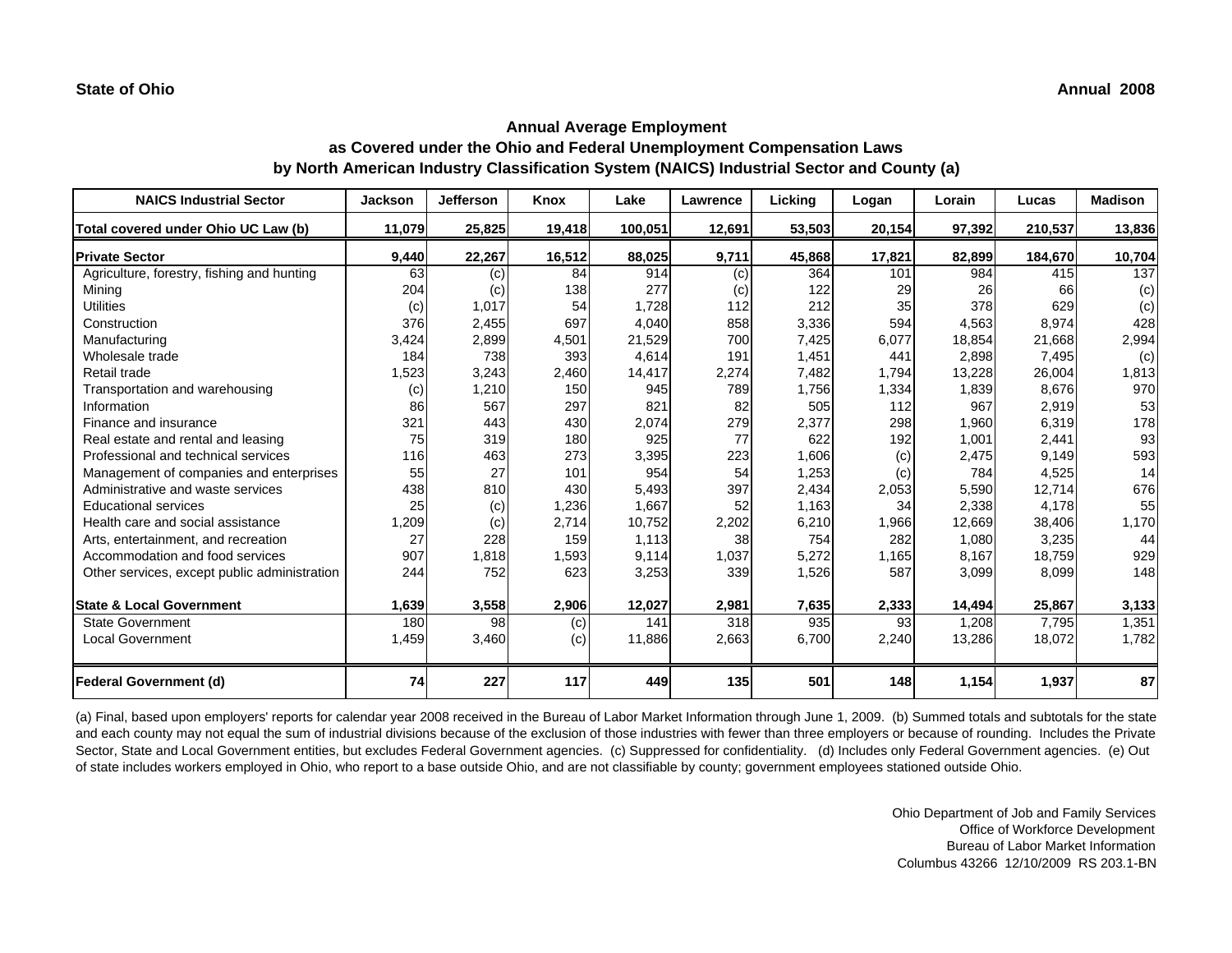State of Ohio

Annual 2008

## Annual Average Employment
## as Covered under the Ohio and Federal Unemployment Compensation Laws
## by North American Industry Classification System (NAICS) Industrial Sector and County (a)

| NAICS Industrial Sector | Jackson | Jefferson | Knox | Lake | Lawrence | Licking | Logan | Lorain | Lucas | Madison |
|---|---|---|---|---|---|---|---|---|---|---|
| **Total covered under Ohio UC Law (b)** | **11,079** | **25,825** | **19,418** | **100,051** | **12,691** | **53,503** | **20,154** | **97,392** | **210,537** | **13,836** |
| **Private Sector** | **9,440** | **22,267** | **16,512** | **88,025** | **9,711** | **45,868** | **17,821** | **82,899** | **184,670** | **10,704** |
| Agriculture, forestry, fishing and hunting | 63 | (c) | 84 | 914 | (c) | 364 | 101 | 984 | 415 | 137 |
| Mining | 204 | (c) | 138 | 277 | (c) | 122 | 29 | 26 | 66 | (c) |
| Utilities | (c) | 1,017 | 54 | 1,728 | 112 | 212 | 35 | 378 | 629 | (c) |
| Construction | 376 | 2,455 | 697 | 4,040 | 858 | 3,336 | 594 | 4,563 | 8,974 | 428 |
| Manufacturing | 3,424 | 2,899 | 4,501 | 21,529 | 700 | 7,425 | 6,077 | 18,854 | 21,668 | 2,994 |
| Wholesale trade | 184 | 738 | 393 | 4,614 | 191 | 1,451 | 441 | 2,898 | 7,495 | (c) |
| Retail trade | 1,523 | 3,243 | 2,460 | 14,417 | 2,274 | 7,482 | 1,794 | 13,228 | 26,004 | 1,813 |
| Transportation and warehousing | (c) | 1,210 | 150 | 945 | 789 | 1,756 | 1,334 | 1,839 | 8,676 | 970 |
| Information | 86 | 567 | 297 | 821 | 82 | 505 | 112 | 967 | 2,919 | 53 |
| Finance and insurance | 321 | 443 | 430 | 2,074 | 279 | 2,377 | 298 | 1,960 | 6,319 | 178 |
| Real estate and rental and leasing | 75 | 319 | 180 | 925 | 77 | 622 | 192 | 1,001 | 2,441 | 93 |
| Professional and technical services | 116 | 463 | 273 | 3,395 | 223 | 1,606 | (c) | 2,475 | 9,149 | 593 |
| Management of companies and enterprises | 55 | 27 | 101 | 954 | 54 | 1,253 | (c) | 784 | 4,525 | 14 |
| Administrative and waste services | 438 | 810 | 430 | 5,493 | 397 | 2,434 | 2,053 | 5,590 | 12,714 | 676 |
| Educational services | 25 | (c) | 1,236 | 1,667 | 52 | 1,163 | 34 | 2,338 | 4,178 | 55 |
| Health care and social assistance | 1,209 | (c) | 2,714 | 10,752 | 2,202 | 6,210 | 1,966 | 12,669 | 38,406 | 1,170 |
| Arts, entertainment, and recreation | 27 | 228 | 159 | 1,113 | 38 | 754 | 282 | 1,080 | 3,235 | 44 |
| Accommodation and food services | 907 | 1,818 | 1,593 | 9,114 | 1,037 | 5,272 | 1,165 | 8,167 | 18,759 | 929 |
| Other services, except public administration | 244 | 752 | 623 | 3,253 | 339 | 1,526 | 587 | 3,099 | 8,099 | 148 |
| **State & Local Government** | **1,639** | **3,558** | **2,906** | **12,027** | **2,981** | **7,635** | **2,333** | **14,494** | **25,867** | **3,133** |
| State Government | 180 | 98 | (c) | 141 | 318 | 935 | 93 | 1,208 | 7,795 | 1,351 |
| Local Government | 1,459 | 3,460 | (c) | 11,886 | 2,663 | 6,700 | 2,240 | 13,286 | 18,072 | 1,782 |
| **Federal Government (d)** | **74** | **227** | **117** | **449** | **135** | **501** | **148** | **1,154** | **1,937** | **87** |

(a) Final, based upon employers' reports for calendar year 2008 received in the Bureau of Labor Market Information through June 1, 2009. (b) Summed totals and subtotals for the state and each county may not equal the sum of industrial divisions because of the exclusion of those industries with fewer than three employers or because of rounding. Includes the Private Sector, State and Local Government entities, but excludes Federal Government agencies. (c) Suppressed for confidentiality. (d) Includes only Federal Government agencies. (e) Out of state includes workers employed in Ohio, who report to a base outside Ohio, and are not classifiable by county; government employees stationed outside Ohio.

Ohio Department of Job and Family Services
Office of Workforce Development
Bureau of Labor Market Information
Columbus 43266 12/10/2009 RS 203.1-BN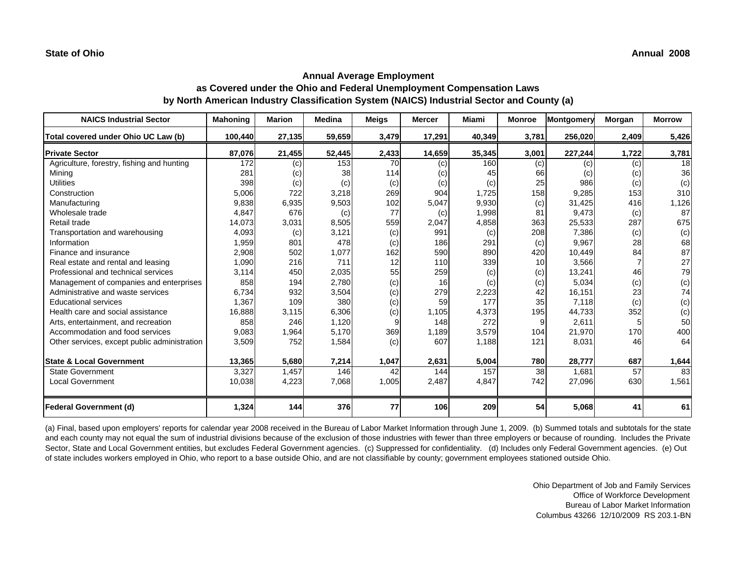State of Ohio

Annual 2008

## Annual Average Employment as Covered under the Ohio and Federal Unemployment Compensation Laws by North American Industry Classification System (NAICS) Industrial Sector and County (a)

| NAICS Industrial Sector | Mahoning | Marion | Medina | Meigs | Mercer | Miami | Monroe | Montgomery | Morgan | Morrow |
|---|---|---|---|---|---|---|---|---|---|---|
| **Total covered under Ohio UC Law (b)** | **100,440** | **27,135** | **59,659** | **3,479** | **17,291** | **40,349** | **3,781** | **256,020** | **2,409** | **5,426** |
| **Private Sector** | **87,076** | **21,455** | **52,445** | **2,433** | **14,659** | **35,345** | **3,001** | **227,244** | **1,722** | **3,781** |
| Agriculture, forestry, fishing and hunting | 172 | (c) | 153 | 70 | (c) | 160 | (c) | (c) | (c) | 18 |
| Mining | 281 | (c) | 38 | 114 | (c) | 45 | 66 | (c) | (c) | 36 |
| Utilities | 398 | (c) | (c) | (c) | (c) | (c) | 25 | 986 | (c) | (c) |
| Construction | 5,006 | 722 | 3,218 | 269 | 904 | 1,725 | 158 | 9,285 | 153 | 310 |
| Manufacturing | 9,838 | 6,935 | 9,503 | 102 | 5,047 | 9,930 | (c) | 31,425 | 416 | 1,126 |
| Wholesale trade | 4,847 | 676 | (c) | 77 | (c) | 1,998 | 81 | 9,473 | (c) | 87 |
| Retail trade | 14,073 | 3,031 | 8,505 | 559 | 2,047 | 4,858 | 363 | 25,533 | 287 | 675 |
| Transportation and warehousing | 4,093 | (c) | 3,121 | (c) | 991 | (c) | 208 | 7,386 | (c) | (c) |
| Information | 1,959 | 801 | 478 | (c) | 186 | 291 | (c) | 9,967 | 28 | 68 |
| Finance and insurance | 2,908 | 502 | 1,077 | 162 | 590 | 890 | 420 | 10,449 | 84 | 87 |
| Real estate and rental and leasing | 1,090 | 216 | 711 | 12 | 110 | 339 | 10 | 3,566 | 7 | 27 |
| Professional and technical services | 3,114 | 450 | 2,035 | 55 | 259 | (c) | (c) | 13,241 | 46 | 79 |
| Management of companies and enterprises | 858 | 194 | 2,780 | (c) | 16 | (c) | (c) | 5,034 | (c) | (c) |
| Administrative and waste services | 6,734 | 932 | 3,504 | (c) | 279 | 2,223 | 42 | 16,151 | 23 | 74 |
| Educational services | 1,367 | 109 | 380 | (c) | 59 | 177 | 35 | 7,118 | (c) | (c) |
| Health care and social assistance | 16,888 | 3,115 | 6,306 | (c) | 1,105 | 4,373 | 195 | 44,733 | 352 | (c) |
| Arts, entertainment, and recreation | 858 | 246 | 1,120 | 9 | 148 | 272 | 9 | 2,611 | 5 | 50 |
| Accommodation and food services | 9,083 | 1,964 | 5,170 | 369 | 1,189 | 3,579 | 104 | 21,970 | 170 | 400 |
| Other services, except public administration | 3,509 | 752 | 1,584 | (c) | 607 | 1,188 | 121 | 8,031 | 46 | 64 |
| **State & Local Government** | **13,365** | **5,680** | **7,214** | **1,047** | **2,631** | **5,004** | **780** | **28,777** | **687** | **1,644** |
| State Government | 3,327 | 1,457 | 146 | 42 | 144 | 157 | 38 | 1,681 | 57 | 83 |
| Local Government | 10,038 | 4,223 | 7,068 | 1,005 | 2,487 | 4,847 | 742 | 27,096 | 630 | 1,561 |
| **Federal Government (d)** | **1,324** | **144** | **376** | **77** | **106** | **209** | **54** | **5,068** | **41** | **61** |

(a) Final, based upon employers' reports for calendar year 2008 received in the Bureau of Labor Market Information through June 1, 2009. (b) Summed totals and subtotals for the state and each county may not equal the sum of industrial divisions because of the exclusion of those industries with fewer than three employers or because of rounding. Includes the Private Sector, State and Local Government entities, but excludes Federal Government agencies. (c) Suppressed for confidentiality. (d) Includes only Federal Government agencies. (e) Out of state includes workers employed in Ohio, who report to a base outside Ohio, and are not classifiable by county; government employees stationed outside Ohio.

Ohio Department of Job and Family Services
Office of Workforce Development
Bureau of Labor Market Information
Columbus 43266 12/10/2009 RS 203.1-BN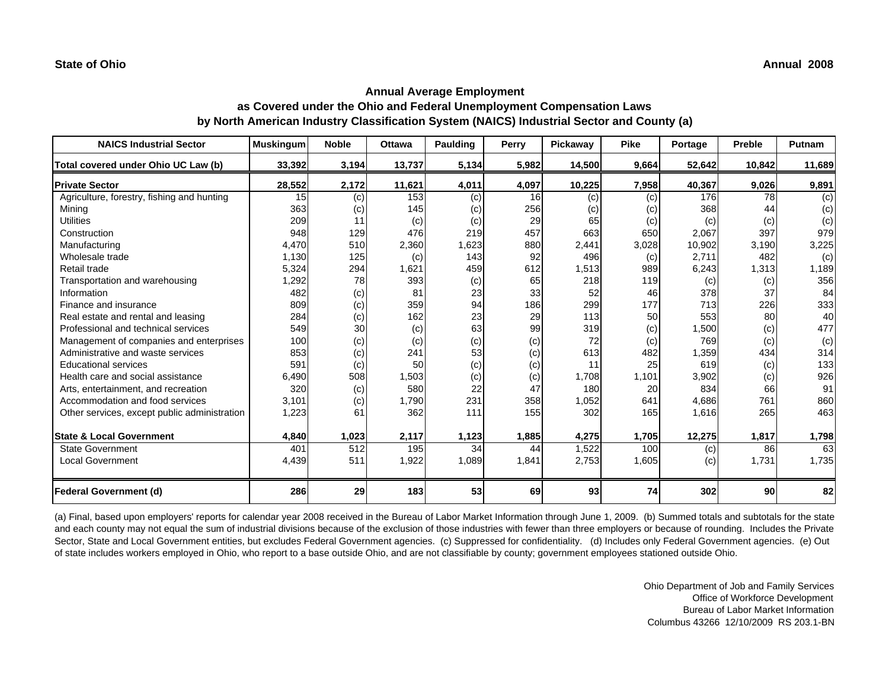**State of Ohio** **Annual 2008**

## Annual Average Employment
## as Covered under the Ohio and Federal Unemployment Compensation Laws
## by North American Industry Classification System (NAICS) Industrial Sector and County (a)

| NAICS Industrial Sector | Muskingum | Noble | Ottawa | Paulding | Perry | Pickaway | Pike | Portage | Preble | Putnam |
|---|---|---|---|---|---|---|---|---|---|---|
| Total covered under Ohio UC Law (b) | 33,392 | 3,194 | 13,737 | 5,134 | 5,982 | 14,500 | 9,664 | 52,642 | 10,842 | 11,689 |
| **Private Sector** | **28,552** | **2,172** | **11,621** | **4,011** | **4,097** | **10,225** | **7,958** | **40,367** | **9,026** | **9,891** |
| Agriculture, forestry, fishing and hunting | 15 | (c) | 153 | (c) | 16 | (c) | (c) | 176 | 78 | (c) |
| Mining | 363 | (c) | 145 | (c) | 256 | (c) | (c) | 368 | 44 | (c) |
| Utilities | 209 | 11 | (c) | (c) | 29 | 65 | (c) | (c) | (c) | (c) |
| Construction | 948 | 129 | 476 | 219 | 457 | 663 | 650 | 2,067 | 397 | 979 |
| Manufacturing | 4,470 | 510 | 2,360 | 1,623 | 880 | 2,441 | 3,028 | 10,902 | 3,190 | 3,225 |
| Wholesale trade | 1,130 | 125 | (c) | 143 | 92 | 496 | (c) | 2,711 | 482 | (c) |
| Retail trade | 5,324 | 294 | 1,621 | 459 | 612 | 1,513 | 989 | 6,243 | 1,313 | 1,189 |
| Transportation and warehousing | 1,292 | 78 | 393 | (c) | 65 | 218 | 119 | (c) | (c) | 356 |
| Information | 482 | (c) | 81 | 23 | 33 | 52 | 46 | 378 | 37 | 84 |
| Finance and insurance | 809 | (c) | 359 | 94 | 186 | 299 | 177 | 713 | 226 | 333 |
| Real estate and rental and leasing | 284 | (c) | 162 | 23 | 29 | 113 | 50 | 553 | 80 | 40 |
| Professional and technical services | 549 | 30 | (c) | 63 | 99 | 319 | (c) | 1,500 | (c) | 477 |
| Management of companies and enterprises | 100 | (c) | (c) | (c) | (c) | 72 | (c) | 769 | (c) | (c) |
| Administrative and waste services | 853 | (c) | 241 | 53 | (c) | 613 | 482 | 1,359 | 434 | 314 |
| Educational services | 591 | (c) | 50 | (c) | (c) | 11 | 25 | 619 | (c) | 133 |
| Health care and social assistance | 6,490 | 508 | 1,503 | (c) | (c) | 1,708 | 1,101 | 3,902 | (c) | 926 |
| Arts, entertainment, and recreation | 320 | (c) | 580 | 22 | 47 | 180 | 20 | 834 | 66 | 91 |
| Accommodation and food services | 3,101 | (c) | 1,790 | 231 | 358 | 1,052 | 641 | 4,686 | 761 | 860 |
| Other services, except public administration | 1,223 | 61 | 362 | 111 | 155 | 302 | 165 | 1,616 | 265 | 463 |
| **State & Local Government** | **4,840** | **1,023** | **2,117** | **1,123** | **1,885** | **4,275** | **1,705** | **12,275** | **1,817** | **1,798** |
| State Government | 401 | 512 | 195 | 34 | 44 | 1,522 | 100 | (c) | 86 | 63 |
| Local Government | 4,439 | 511 | 1,922 | 1,089 | 1,841 | 2,753 | 1,605 | (c) | 1,731 | 1,735 |
| **Federal Government (d)** | **286** | **29** | **183** | **53** | **69** | **93** | **74** | **302** | **90** | **82** |

(a) Final, based upon employers' reports for calendar year 2008 received in the Bureau of Labor Market Information through June 1, 2009. (b) Summed totals and subtotals for the state and each county may not equal the sum of industrial divisions because of the exclusion of those industries with fewer than three employers or because of rounding. Includes the Private Sector, State and Local Government entities, but excludes Federal Government agencies. (c) Suppressed for confidentiality. (d) Includes only Federal Government agencies. (e) Out of state includes workers employed in Ohio, who report to a base outside Ohio, and are not classifiable by county; government employees stationed outside Ohio.

Ohio Department of Job and Family Services
Office of Workforce Development
Bureau of Labor Market Information
Columbus 43266 12/10/2009 RS 203.1-BN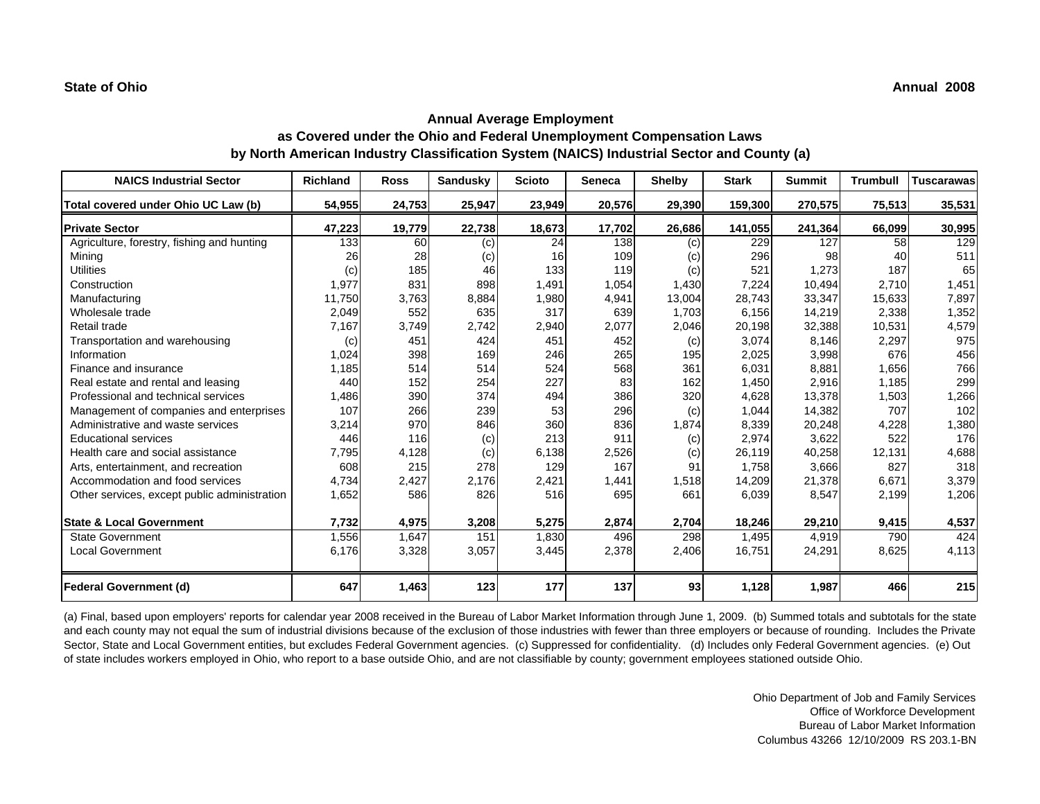**State of Ohio** **Annual 2008**

## Annual Average Employment
## as Covered under the Ohio and Federal Unemployment Compensation Laws
## by North American Industry Classification System (NAICS) Industrial Sector and County (a)

| NAICS Industrial Sector | Richland | Ross | Sandusky | Scioto | Seneca | Shelby | Stark | Summit | Trumbull | Tuscarawas |
|---|---|---|---|---|---|---|---|---|---|---|
| **Total covered under Ohio UC Law (b)** | **54,955** | **24,753** | **25,947** | **23,949** | **20,576** | **29,390** | **159,300** | **270,575** | **75,513** | **35,531** |
| **Private Sector** | **47,223** | **19,779** | **22,738** | **18,673** | **17,702** | **26,686** | **141,055** | **241,364** | **66,099** | **30,995** |
| Agriculture, forestry, fishing and hunting | 133 | 60 | (c) | 24 | 138 | (c) | 229 | 127 | 58 | 129 |
| Mining | 26 | 28 | (c) | 16 | 109 | (c) | 296 | 98 | 40 | 511 |
| Utilities | (c) | 185 | 46 | 133 | 119 | (c) | 521 | 1,273 | 187 | 65 |
| Construction | 1,977 | 831 | 898 | 1,491 | 1,054 | 1,430 | 7,224 | 10,494 | 2,710 | 1,451 |
| Manufacturing | 11,750 | 3,763 | 8,884 | 1,980 | 4,941 | 13,004 | 28,743 | 33,347 | 15,633 | 7,897 |
| Wholesale trade | 2,049 | 552 | 635 | 317 | 639 | 1,703 | 6,156 | 14,219 | 2,338 | 1,352 |
| Retail trade | 7,167 | 3,749 | 2,742 | 2,940 | 2,077 | 2,046 | 20,198 | 32,388 | 10,531 | 4,579 |
| Transportation and warehousing | (c) | 451 | 424 | 451 | 452 | (c) | 3,074 | 8,146 | 2,297 | 975 |
| Information | 1,024 | 398 | 169 | 246 | 265 | 195 | 2,025 | 3,998 | 676 | 456 |
| Finance and insurance | 1,185 | 514 | 514 | 524 | 568 | 361 | 6,031 | 8,881 | 1,656 | 766 |
| Real estate and rental and leasing | 440 | 152 | 254 | 227 | 83 | 162 | 1,450 | 2,916 | 1,185 | 299 |
| Professional and technical services | 1,486 | 390 | 374 | 494 | 386 | 320 | 4,628 | 13,378 | 1,503 | 1,266 |
| Management of companies and enterprises | 107 | 266 | 239 | 53 | 296 | (c) | 1,044 | 14,382 | 707 | 102 |
| Administrative and waste services | 3,214 | 970 | 846 | 360 | 836 | 1,874 | 8,339 | 20,248 | 4,228 | 1,380 |
| Educational services | 446 | 116 | (c) | 213 | 911 | (c) | 2,974 | 3,622 | 522 | 176 |
| Health care and social assistance | 7,795 | 4,128 | (c) | 6,138 | 2,526 | (c) | 26,119 | 40,258 | 12,131 | 4,688 |
| Arts, entertainment, and recreation | 608 | 215 | 278 | 129 | 167 | 91 | 1,758 | 3,666 | 827 | 318 |
| Accommodation and food services | 4,734 | 2,427 | 2,176 | 2,421 | 1,441 | 1,518 | 14,209 | 21,378 | 6,671 | 3,379 |
| Other services, except public administration | 1,652 | 586 | 826 | 516 | 695 | 661 | 6,039 | 8,547 | 2,199 | 1,206 |
| **State & Local Government** | **7,732** | **4,975** | **3,208** | **5,275** | **2,874** | **2,704** | **18,246** | **29,210** | **9,415** | **4,537** |
| State Government | 1,556 | 1,647 | 151 | 1,830 | 496 | 298 | 1,495 | 4,919 | 790 | 424 |
| Local Government | 6,176 | 3,328 | 3,057 | 3,445 | 2,378 | 2,406 | 16,751 | 24,291 | 8,625 | 4,113 |
| **Federal Government (d)** | **647** | **1,463** | **123** | **177** | **137** | **93** | **1,128** | **1,987** | **466** | **215** |

(a) Final, based upon employers' reports for calendar year 2008 received in the Bureau of Labor Market Information through June 1, 2009. (b) Summed totals and subtotals for the state and each county may not equal the sum of industrial divisions because of the exclusion of those industries with fewer than three employers or because of rounding. Includes the Private Sector, State and Local Government entities, but excludes Federal Government agencies. (c) Suppressed for confidentiality. (d) Includes only Federal Government agencies. (e) Out of state includes workers employed in Ohio, who report to a base outside Ohio, and are not classifiable by county; government employees stationed outside Ohio.

Ohio Department of Job and Family Services
Office of Workforce Development
Bureau of Labor Market Information
Columbus 43266 12/10/2009 RS 203.1-BN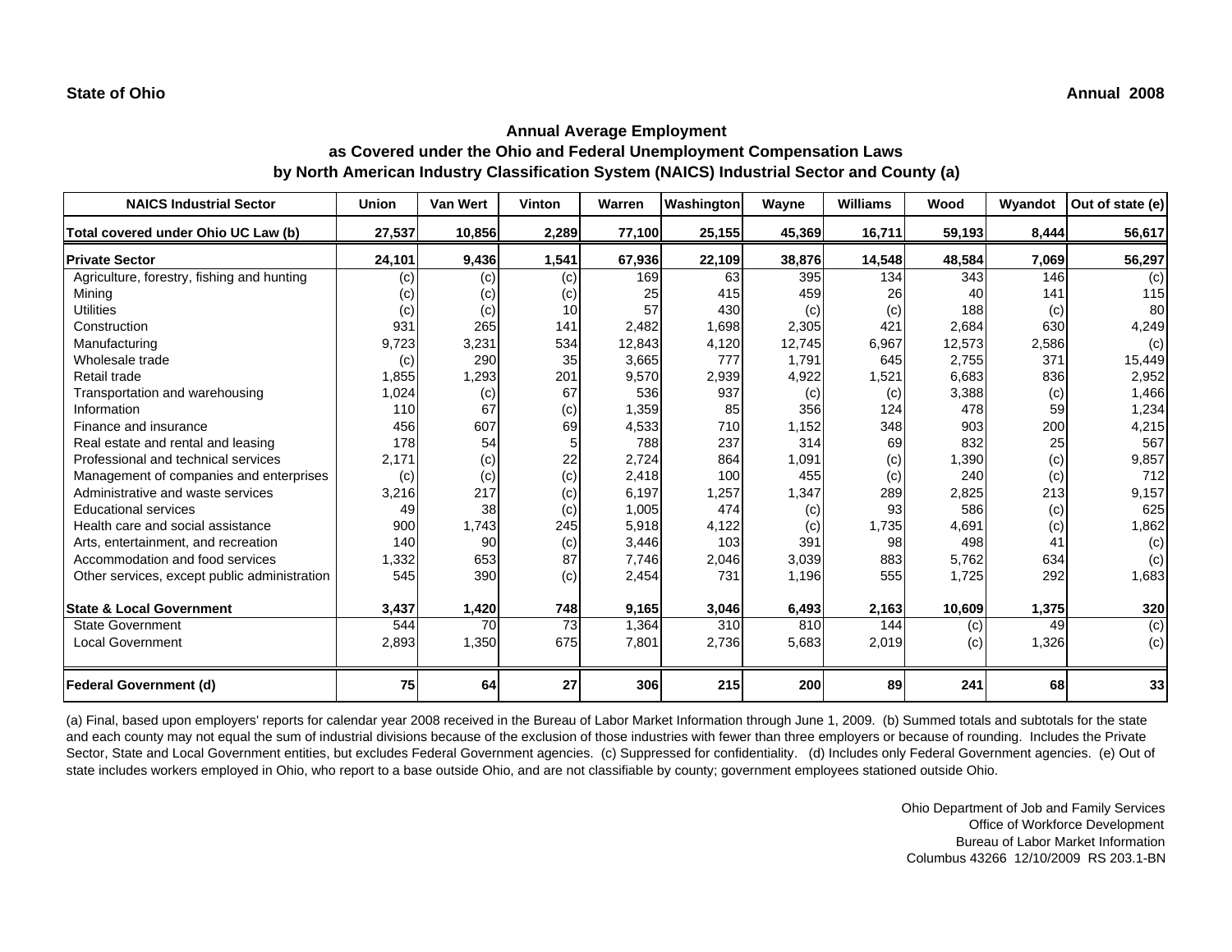**State of Ohio** **Annual 2008**

## Annual Average Employment
## as Covered under the Ohio and Federal Unemployment Compensation Laws
## by North American Industry Classification System (NAICS) Industrial Sector and County (a)

| NAICS Industrial Sector | Union | Van Wert | Vinton | Warren | Washington | Wayne | Williams | Wood | Wyandot | Out of state (e) |
|---|---|---|---|---|---|---|---|---|---|---|
| **Total covered under Ohio UC Law (b)** | **27,537** | **10,856** | **2,289** | **77,100** | **25,155** | **45,369** | **16,711** | **59,193** | **8,444** | **56,617** |
| **Private Sector** | **24,101** | **9,436** | **1,541** | **67,936** | **22,109** | **38,876** | **14,548** | **48,584** | **7,069** | **56,297** |
| Agriculture, forestry, fishing and hunting | (c) | (c) | (c) | 169 | 63 | 395 | 134 | 343 | 146 | (c) |
| Mining | (c) | (c) | (c) | 25 | 415 | 459 | 26 | 40 | 141 | 115 |
| Utilities | (c) | (c) | 10 | 57 | 430 | (c) | (c) | 188 | (c) | 80 |
| Construction | 931 | 265 | 141 | 2,482 | 1,698 | 2,305 | 421 | 2,684 | 630 | 4,249 |
| Manufacturing | 9,723 | 3,231 | 534 | 12,843 | 4,120 | 12,745 | 6,967 | 12,573 | 2,586 | (c) |
| Wholesale trade | (c) | 290 | 35 | 3,665 | 777 | 1,791 | 645 | 2,755 | 371 | 15,449 |
| Retail trade | 1,855 | 1,293 | 201 | 9,570 | 2,939 | 4,922 | 1,521 | 6,683 | 836 | 2,952 |
| Transportation and warehousing | 1,024 | (c) | 67 | 536 | 937 | (c) | (c) | 3,388 | (c) | 1,466 |
| Information | 110 | 67 | (c) | 1,359 | 85 | 356 | 124 | 478 | 59 | 1,234 |
| Finance and insurance | 456 | 607 | 69 | 4,533 | 710 | 1,152 | 348 | 903 | 200 | 4,215 |
| Real estate and rental and leasing | 178 | 54 | 5 | 788 | 237 | 314 | 69 | 832 | 25 | 567 |
| Professional and technical services | 2,171 | (c) | 22 | 2,724 | 864 | 1,091 | (c) | 1,390 | (c) | 9,857 |
| Management of companies and enterprises | (c) | (c) | (c) | 2,418 | 100 | 455 | (c) | 240 | (c) | 712 |
| Administrative and waste services | 3,216 | 217 | (c) | 6,197 | 1,257 | 1,347 | 289 | 2,825 | 213 | 9,157 |
| Educational services | 49 | 38 | (c) | 1,005 | 474 | (c) | 93 | 586 | (c) | 625 |
| Health care and social assistance | 900 | 1,743 | 245 | 5,918 | 4,122 | (c) | 1,735 | 4,691 | (c) | 1,862 |
| Arts, entertainment, and recreation | 140 | 90 | (c) | 3,446 | 103 | 391 | 98 | 498 | 41 | (c) |
| Accommodation and food services | 1,332 | 653 | 87 | 7,746 | 2,046 | 3,039 | 883 | 5,762 | 634 | (c) |
| Other services, except public administration | 545 | 390 | (c) | 2,454 | 731 | 1,196 | 555 | 1,725 | 292 | 1,683 |
| **State & Local Government** | **3,437** | **1,420** | **748** | **9,165** | **3,046** | **6,493** | **2,163** | **10,609** | **1,375** | **320** |
| State Government | 544 | 70 | 73 | 1,364 | 310 | 810 | 144 | (c) | 49 | (c) |
| Local Government | 2,893 | 1,350 | 675 | 7,801 | 2,736 | 5,683 | 2,019 | (c) | 1,326 | (c) |
| **Federal Government (d)** | **75** | **64** | **27** | **306** | **215** | **200** | **89** | **241** | **68** | **33** |

(a) Final, based upon employers' reports for calendar year 2008 received in the Bureau of Labor Market Information through June 1, 2009. (b) Summed totals and subtotals for the state and each county may not equal the sum of industrial divisions because of the exclusion of those industries with fewer than three employers or because of rounding. Includes the Private Sector, State and Local Government entities, but excludes Federal Government agencies. (c) Suppressed for confidentiality. (d) Includes only Federal Government agencies. (e) Out of state includes workers employed in Ohio, who report to a base outside Ohio, and are not classifiable by county; government employees stationed outside Ohio.

Ohio Department of Job and Family Services
Office of Workforce Development
Bureau of Labor Market Information
Columbus 43266 12/10/2009 RS 203.1-BN